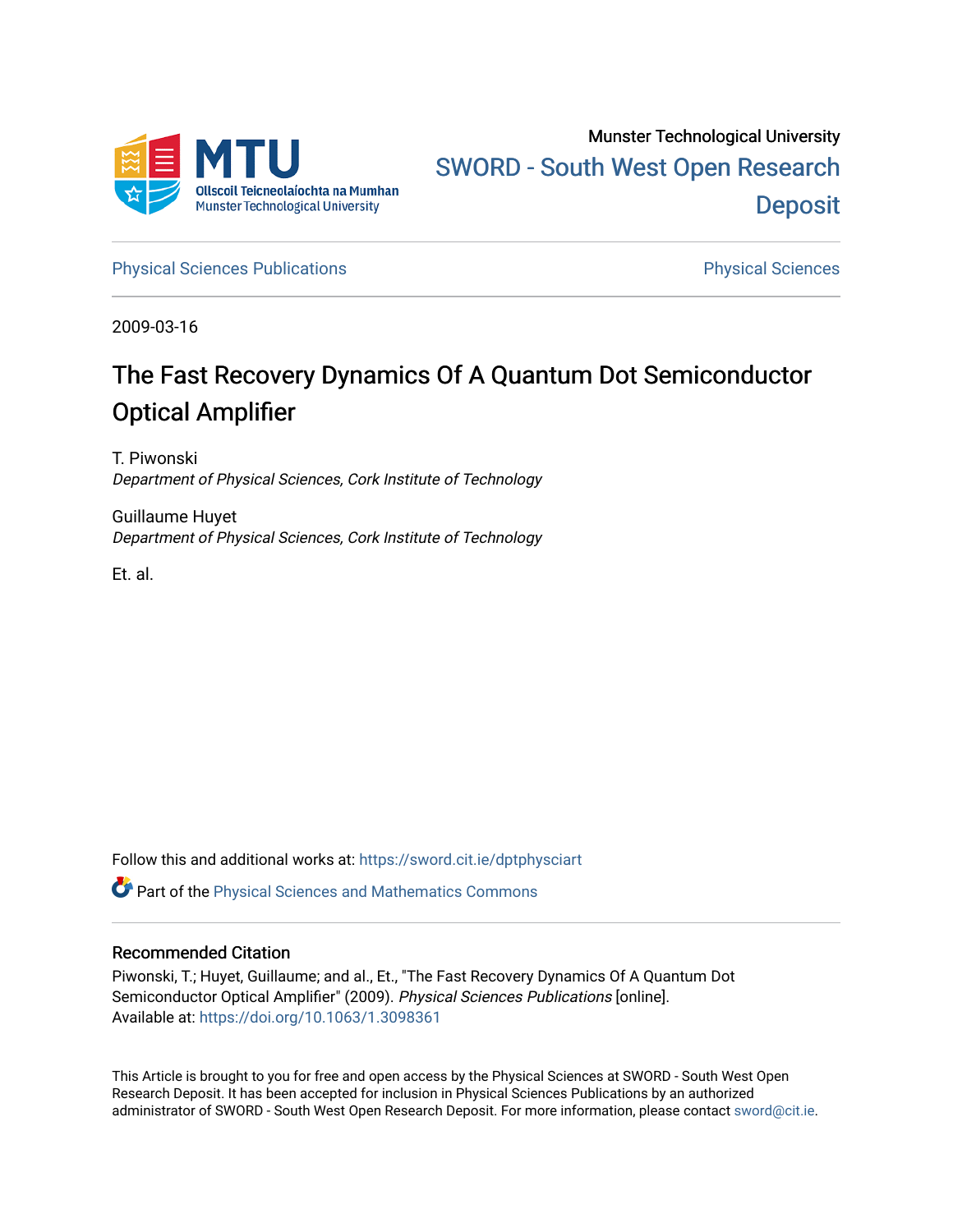Munster Technological University

SWORD - South West Open Research Deposit

Physical Sciences Publications

Physical Sciences

2009-03-16

# The Fast Recovery Dynamics Of A Quantum Dot Semiconductor Optical Amplifier

T. Piwonski
*Department of Physical Sciences, Cork Institute of Technology*

Guillaume Huyet
*Department of Physical Sciences, Cork Institute of Technology*

Et. al.

Follow this and additional works at: https://sword.cit.ie/dptphysciart

Part of the Physical Sciences and Mathematics Commons

## Recommended Citation

Piwonski, T.; Huyet, Guillaume; and al., Et., "The Fast Recovery Dynamics Of A Quantum Dot Semiconductor Optical Amplifier" (2009). *Physical Sciences Publications* [online].
Available at: https://doi.org/10.1063/1.3098361

This Article is brought to you for free and open access by the Physical Sciences at SWORD - South West Open Research Deposit. It has been accepted for inclusion in Physical Sciences Publications by an authorized administrator of SWORD - South West Open Research Deposit. For more information, please contact sword@cit.ie.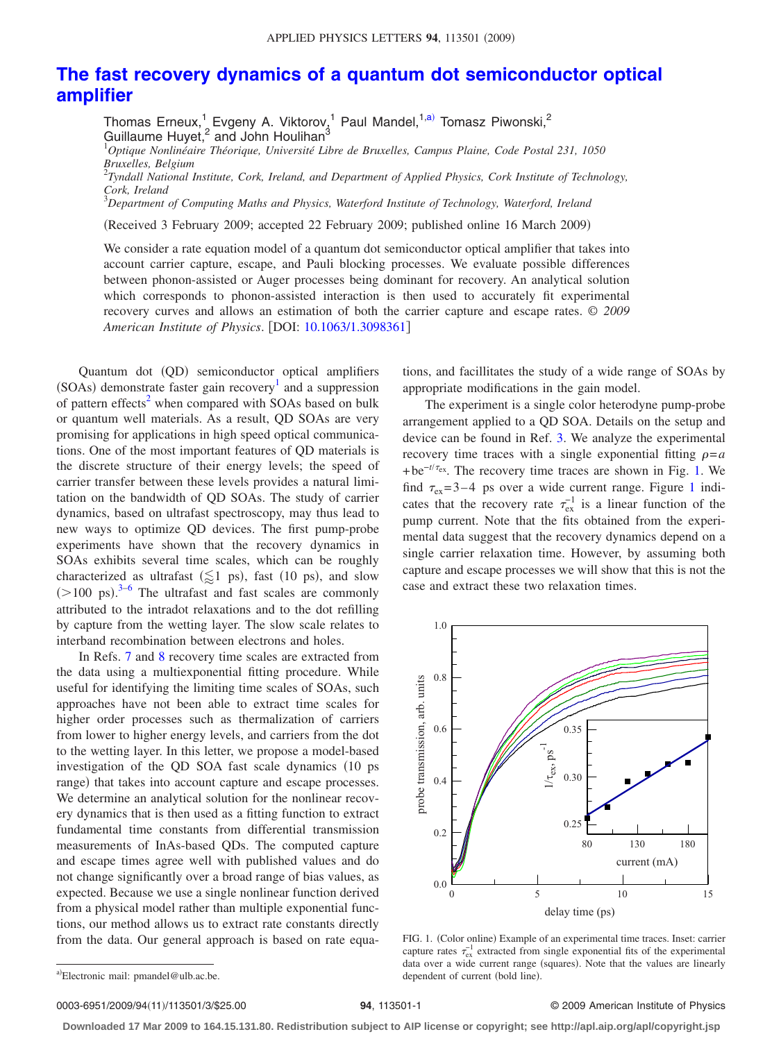# The fast recovery dynamics of a quantum dot semiconductor optical amplifier

Thomas Erneux,[1] Evgeny A. Viktorov,[1] Paul Mandel,[1,a)] Tomasz Piwonski,[2] Guillaume Huyet,[2] and John Houlihan[3]

[1]*Optique Nonlinéaire Théorique, Université Libre de Bruxelles, Campus Plaine, Code Postal 231, 1050 Bruxelles, Belgium*

[2]*Tyndall National Institute, Cork, Ireland, and Department of Applied Physics, Cork Institute of Technology, Cork, Ireland*

[3]*Department of Computing Maths and Physics, Waterford Institute of Technology, Waterford, Ireland*

(Received 3 February 2009; accepted 22 February 2009; published online 16 March 2009)

We consider a rate equation model of a quantum dot semiconductor optical amplifier that takes into account carrier capture, escape, and Pauli blocking processes. We evaluate possible differences between phonon-assisted or Auger processes being dominant for recovery. An analytical solution which corresponds to phonon-assisted interaction is then used to accurately fit experimental recovery curves and allows an estimation of both the carrier capture and escape rates. © *2009 American Institute of Physics*. [DOI: 10.1063/1.3098361]

Quantum dot (QD) semiconductor optical amplifiers (SOAs) demonstrate faster gain recovery[1] and a suppression of pattern effects[2] when compared with SOAs based on bulk or quantum well materials. As a result, QD SOAs are very promising for applications in high speed optical communications. One of the most important features of QD materials is the discrete structure of their energy levels; the speed of carrier transfer between these levels provides a natural limitation on the bandwidth of QD SOAs. The study of carrier dynamics, based on ultrafast spectroscopy, may thus lead to new ways to optimize QD devices. The first pump-probe experiments have shown that the recovery dynamics in SOAs exhibits several time scales, which can be roughly characterized as ultrafast ($\lesssim 1$ ps), fast (10 ps), and slow ($>100$ ps).[3–6] The ultrafast and fast scales are commonly attributed to the intradot relaxations and to the dot refilling by capture from the wetting layer. The slow scale relates to interband recombination between electrons and holes.

In Refs. 7 and 8 recovery time scales are extracted from the data using a multiexponential fitting procedure. While useful for identifying the limiting time scales of SOAs, such approaches have not been able to extract time scales for higher order processes such as thermalization of carriers from lower to higher energy levels, and carriers from the dot to the wetting layer. In this letter, we propose a model-based investigation of the QD SOA fast scale dynamics (10 ps range) that takes into account capture and escape processes. We determine an analytical solution for the nonlinear recovery dynamics that is then used as a fitting function to extract fundamental time constants from differential transmission measurements of InAs-based QDs. The computed capture and escape times agree well with published values and do not change significantly over a broad range of bias values, as expected. Because we use a single nonlinear function derived from a physical model rather than multiple exponential functions, our method allows us to extract rate constants directly from the data. Our general approach is based on rate equations, and facillitates the study of a wide range of SOAs by appropriate modifications in the gain model.

The experiment is a single color heterodyne pump-probe arrangement applied to a QD SOA. Details on the setup and device can be found in Ref. 3. We analyze the experimental recovery time traces with a single exponential fitting $\rho = a + be^{-t/\tau_{ex}}$. The recovery time traces are shown in Fig. 1. We find $\tau_{ex} = 3-4$ ps over a wide current range. Figure 1 indicates that the recovery rate $\tau_{ex}^{-1}$ is a linear function of the pump current. Note that the fits obtained from the experimental data suggest that the recovery dynamics depend on a single carrier relaxation time. However, by assuming both capture and escape processes we will show that this is not the case and extract these two relaxation times.

FIG. 1. (Color online) Example of an experimental time traces. Inset: carrier capture rates $\tau_{ex}^{-1}$ extracted from single exponential fits of the experimental data over a wide current range (squares). Note that the values are linearly dependent of current (bold line).

[a)]Electronic mail: pmandel@ulb.ac.be.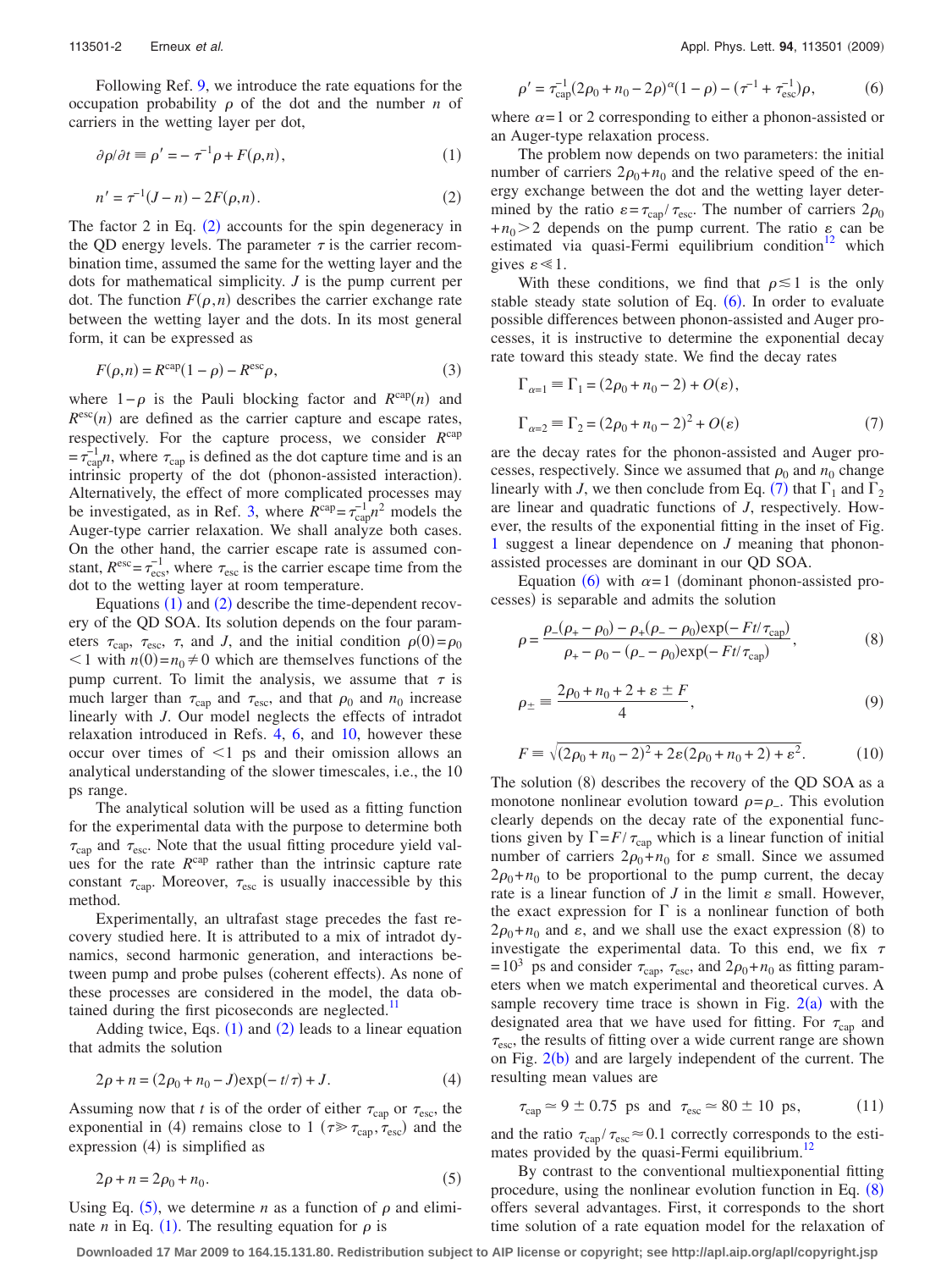Following Ref. 9, we introduce the rate equations for the occupation probability $\rho$ of the dot and the number $n$ of carriers in the wetting layer per dot,

$$\partial\rho/\partial t \equiv \rho' = -\tau^{-1}\rho + F(\rho,n), \tag{1}$$

$$n' = \tau^{-1}(J-n) - 2F(\rho,n). \tag{2}$$

The factor 2 in Eq. (2) accounts for the spin degeneracy in the QD energy levels. The parameter $\tau$ is the carrier recombination time, assumed the same for the wetting layer and the dots for mathematical simplicity. $J$ is the pump current per dot. The function $F(\rho,n)$ describes the carrier exchange rate between the wetting layer and the dots. In its most general form, it can be expressed as

$$F(\rho,n) = R^{\mathrm{cap}}(1-\rho) - R^{\mathrm{esc}}\rho, \tag{3}$$

where $1-\rho$ is the Pauli blocking factor and $R^{\mathrm{cap}}(n)$ and $R^{\mathrm{esc}}(n)$ are defined as the carrier capture and escape rates, respectively. For the capture process, we consider $R^{\mathrm{cap}} = \tau_{\mathrm{cap}}^{-1}n$, where $\tau_{\mathrm{cap}}$ is defined as the dot capture time and is an intrinsic property of the dot (phonon-assisted interaction). Alternatively, the effect of more complicated processes may be investigated, as in Ref. 3, where $R^{\mathrm{cap}} = \tau_{\mathrm{cap}}^{-1}n^2$ models the Auger-type carrier relaxation. We shall analyze both cases. On the other hand, the carrier escape rate is assumed constant, $R^{\mathrm{esc}} = \tau_{\mathrm{ecs}}^{-1}$, where $\tau_{\mathrm{esc}}$ is the carrier escape time from the dot to the wetting layer at room temperature.

Equations (1) and (2) describe the time-dependent recovery of the QD SOA. Its solution depends on the four parameters $\tau_{\mathrm{cap}}$, $\tau_{\mathrm{esc}}$, $\tau$, and $J$, and the initial condition $\rho(0)=\rho_0 < 1$ with $n(0)=n_0 \neq 0$ which are themselves functions of the pump current. To limit the analysis, we assume that $\tau$ is much larger than $\tau_{\mathrm{cap}}$ and $\tau_{\mathrm{esc}}$, and that $\rho_0$ and $n_0$ increase linearly with $J$. Our model neglects the effects of intradot relaxation introduced in Refs. 4, 6, and 10, however these occur over times of $<1$ ps and their omission allows an analytical understanding of the slower timescales, i.e., the 10 ps range.

The analytical solution will be used as a fitting function for the experimental data with the purpose to determine both $\tau_{\mathrm{cap}}$ and $\tau_{\mathrm{esc}}$. Note that the usual fitting procedure yield values for the rate $R^{\mathrm{cap}}$ rather than the intrinsic capture rate constant $\tau_{\mathrm{cap}}$. Moreover, $\tau_{\mathrm{esc}}$ is usually inaccessible by this method.

Experimentally, an ultrafast stage precedes the fast recovery studied here. It is attributed to a mix of intradot dynamics, second harmonic generation, and interactions between pump and probe pulses (coherent effects). As none of these processes are considered in the model, the data obtained during the first picoseconds are neglected.[11]

Adding twice, Eqs. (1) and (2) leads to a linear equation that admits the solution

$$2\rho + n = (2\rho_0 + n_0 - J)\exp(-t/\tau) + J. \tag{4}$$

Assuming now that $t$ is of the order of either $\tau_{\mathrm{cap}}$ or $\tau_{\mathrm{esc}}$, the exponential in (4) remains close to 1 ($\tau \gg \tau_{\mathrm{cap}}, \tau_{\mathrm{esc}}$) and the expression (4) is simplified as

$$2\rho + n = 2\rho_0 + n_0. \tag{5}$$

Using Eq. (5), we determine $n$ as a function of $\rho$ and eliminate $n$ in Eq. (1). The resulting equation for $\rho$ is

$$\rho' = \tau_{\mathrm{cap}}^{-1}(2\rho_0 + n_0 - 2\rho)^{\alpha}(1-\rho) - (\tau^{-1} + \tau_{\mathrm{esc}}^{-1})\rho, \tag{6}$$

where $\alpha = 1$ or 2 corresponding to either a phonon-assisted or an Auger-type relaxation process.

The problem now depends on two parameters: the initial number of carriers $2\rho_0 + n_0$ and the relative speed of the energy exchange between the dot and the wetting layer determined by the ratio $\varepsilon = \tau_{\mathrm{cap}}/\tau_{\mathrm{esc}}$. The number of carriers $2\rho_0 + n_0 > 2$ depends on the pump current. The ratio $\varepsilon$ can be estimated via quasi-Fermi equilibrium condition[12] which gives $\varepsilon \ll 1$.

With these conditions, we find that $\rho \lesssim 1$ is the only stable steady state solution of Eq. (6). In order to evaluate possible differences between phonon-assisted and Auger processes, it is instructive to determine the exponential decay rate toward this steady state. We find the decay rates

$$\Gamma_{\alpha=1} \equiv \Gamma_1 = (2\rho_0 + n_0 - 2) + O(\varepsilon),$$

$$\Gamma_{\alpha=2} \equiv \Gamma_2 = (2\rho_0 + n_0 - 2)^2 + O(\varepsilon) \tag{7}$$

are the decay rates for the phonon-assisted and Auger processes, respectively. Since we assumed that $\rho_0$ and $n_0$ change linearly with $J$, we then conclude from Eq. (7) that $\Gamma_1$ and $\Gamma_2$ are linear and quadratic functions of $J$, respectively. However, the results of the exponential fitting in the inset of Fig. 1 suggest a linear dependence on $J$ meaning that phonon-assisted processes are dominant in our QD SOA.

Equation (6) with $\alpha = 1$ (dominant phonon-assisted processes) is separable and admits the solution

$$\rho = \frac{\rho_-(\rho_+ - \rho_0) - \rho_+(\rho_- - \rho_0)\exp(-Ft/\tau_{\mathrm{cap}})}{\rho_+ - \rho_0 - (\rho_- - \rho_0)\exp(-Ft/\tau_{\mathrm{cap}})}, \tag{8}$$

$$\rho_{\pm} \equiv \frac{2\rho_0 + n_0 + 2 + \varepsilon \pm F}{4}, \tag{9}$$

$$F \equiv \sqrt{(2\rho_0 + n_0 - 2)^2 + 2\varepsilon(2\rho_0 + n_0 + 2) + \varepsilon^2}. \tag{10}$$

The solution (8) describes the recovery of the QD SOA as a monotone nonlinear evolution toward $\rho = \rho_-$. This evolution clearly depends on the decay rate of the exponential functions given by $\Gamma = F/\tau_{\mathrm{cap}}$ which is a linear function of initial number of carriers $2\rho_0 + n_0$ for $\varepsilon$ small. Since we assumed $2\rho_0 + n_0$ to be proportional to the pump current, the decay rate is a linear function of $J$ in the limit $\varepsilon$ small. However, the exact expression for $\Gamma$ is a nonlinear function of both $2\rho_0 + n_0$ and $\varepsilon$, and we shall use the exact expression (8) to investigate the experimental data. To this end, we fix $\tau = 10^3$ ps and consider $\tau_{\mathrm{cap}}$, $\tau_{\mathrm{esc}}$, and $2\rho_0 + n_0$ as fitting parameters when we match experimental and theoretical curves. A sample recovery time trace is shown in Fig. 2(a) with the designated area that we have used for fitting. For $\tau_{\mathrm{cap}}$ and $\tau_{\mathrm{esc}}$, the results of fitting over a wide current range are shown on Fig. 2(b) and are largely independent of the current. The resulting mean values are

$$\tau_{\mathrm{cap}} \simeq 9 \pm 0.75 \text{ ps} \quad \text{and} \quad \tau_{\mathrm{esc}} \simeq 80 \pm 10 \text{ ps}, \tag{11}$$

and the ratio $\tau_{\mathrm{cap}}/\tau_{\mathrm{esc}} \approx 0.1$ correctly corresponds to the estimates provided by the quasi-Fermi equilibrium.[12]

By contrast to the conventional multiexponential fitting procedure, using the nonlinear evolution function in Eq. (8) offers several advantages. First, it corresponds to the short time solution of a rate equation model for the relaxation of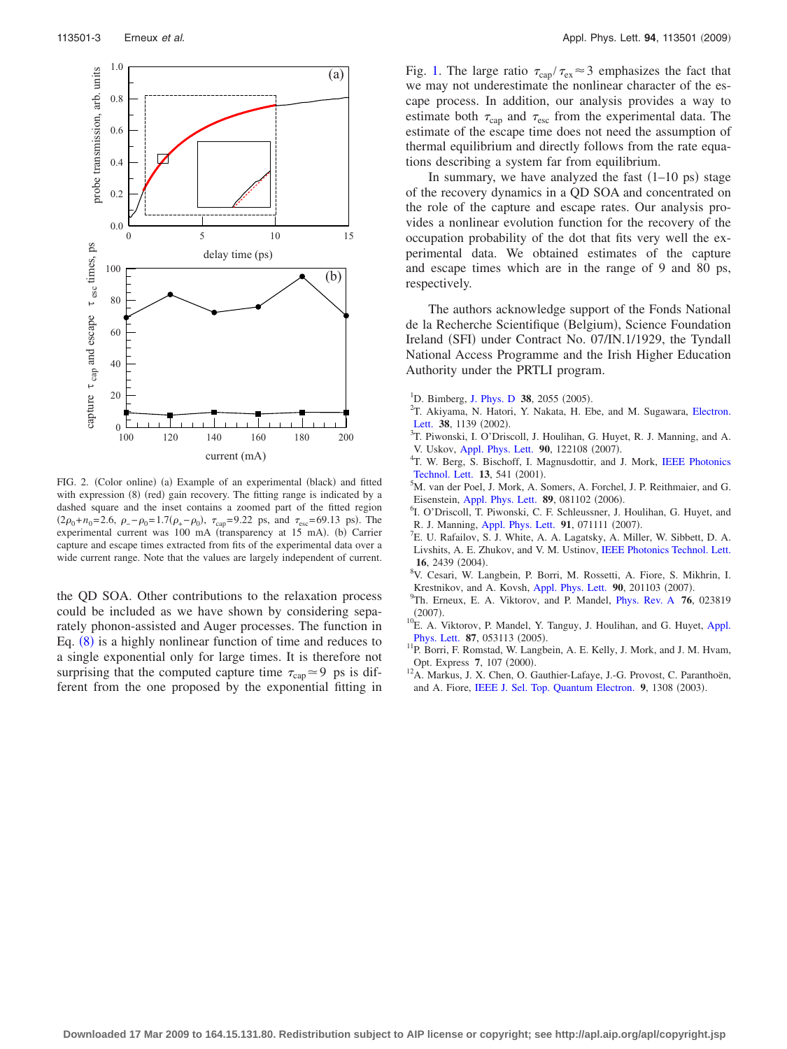(a)

probe transmission, arb. units

1.0

0.8

0.6

0.4

0.2

0.0

0

5

10

15

delay time (ps)

(b)

capture $\tau_{cap}$ and escape $\tau_{esc}$ times, ps

100

80

60

40

20

0

100

120

140

160

180

200

current (mA)

FIG. 2. (Color online) (a) Example of an experimental (black) and fitted with expression (8) (red) gain recovery. The fitting range is indicated by a dashed square and the inset contains a zoomed part of the fitted region ($2\rho_0+n_0=2.6$, $\rho_- - \rho_0=1.7(\rho_+ - \rho_0)$, $\tau_{cap}=9.22$ ps, and $\tau_{esc}=69.13$ ps). The experimental current was 100 mA (transparency at 15 mA). (b) Carrier capture and escape times extracted from fits of the experimental data over a wide current range. Note that the values are largely independent of current.

the QD SOA. Other contributions to the relaxation process could be included as we have shown by considering separately phonon-assisted and Auger processes. The function in Eq. (8) is a highly nonlinear function of time and reduces to a single exponential only for large times. It is therefore not surprising that the computed capture time $\tau_{cap} \approx 9$ ps is different from the one proposed by the exponential fitting in Fig. 1. The large ratio $\tau_{cap}/\tau_{ex} \approx 3$ emphasizes the fact that we may not underestimate the nonlinear character of the escape process. In addition, our analysis provides a way to estimate both $\tau_{cap}$ and $\tau_{esc}$ from the experimental data. The estimate of the escape time does not need the assumption of thermal equilibrium and directly follows from the rate equations describing a system far from equilibrium.

In summary, we have analyzed the fast (1–10 ps) stage of the recovery dynamics in a QD SOA and concentrated on the role of the capture and escape rates. Our analysis provides a nonlinear evolution function for the recovery of the occupation probability of the dot that fits very well the experimental data. We obtained estimates of the capture and escape times which are in the range of 9 and 80 ps, respectively.

The authors acknowledge support of the Fonds National de la Recherche Scientifique (Belgium), Science Foundation Ireland (SFI) under Contract No. 07/IN.1/1929, the Tyndall National Access Programme and the Irish Higher Education Authority under the PRTLI program.

[1] D. Bimberg, J. Phys. D **38**, 2055 (2005).

[2] T. Akiyama, N. Hatori, Y. Nakata, H. Ebe, and M. Sugawara, Electron. Lett. **38**, 1139 (2002).

[3] T. Piwonski, I. O'Driscoll, J. Houlihan, G. Huyet, R. J. Manning, and A. V. Uskov, Appl. Phys. Lett. **90**, 122108 (2007).

[4] T. W. Berg, S. Bischoff, I. Magnusdottir, and J. Mork, IEEE Photonics Technol. Lett. **13**, 541 (2001).

[5] M. van der Poel, J. Mork, A. Somers, A. Forchel, J. P. Reithmaier, and G. Eisenstein, Appl. Phys. Lett. **89**, 081102 (2006).

[6] I. O'Driscoll, T. Piwonski, C. F. Schleussner, J. Houlihan, G. Huyet, and R. J. Manning, Appl. Phys. Lett. **91**, 071111 (2007).

[7] E. U. Rafailov, S. J. White, A. A. Lagatsky, A. Miller, W. Sibbett, D. A. Livshits, A. E. Zhukov, and V. M. Ustinov, IEEE Photonics Technol. Lett. **16**, 2439 (2004).

[8] V. Cesari, W. Langbein, P. Borri, M. Rossetti, A. Fiore, S. Mikhrin, I. Krestnikov, and A. Kovsh, Appl. Phys. Lett. **90**, 201103 (2007).

[9] Th. Erneux, E. A. Viktorov, and P. Mandel, Phys. Rev. A **76**, 023819 (2007).

[10] E. A. Viktorov, P. Mandel, Y. Tanguy, J. Houlihan, and G. Huyet, Appl. Phys. Lett. **87**, 053113 (2005).

[11] P. Borri, F. Romstad, W. Langbein, A. E. Kelly, J. Mork, and J. M. Hvam, Opt. Express **7**, 107 (2000).

[12] A. Markus, J. X. Chen, O. Gauthier-Lafaye, J.-G. Provost, C. Paranthoën, and A. Fiore, IEEE J. Sel. Top. Quantum Electron. **9**, 1308 (2003).